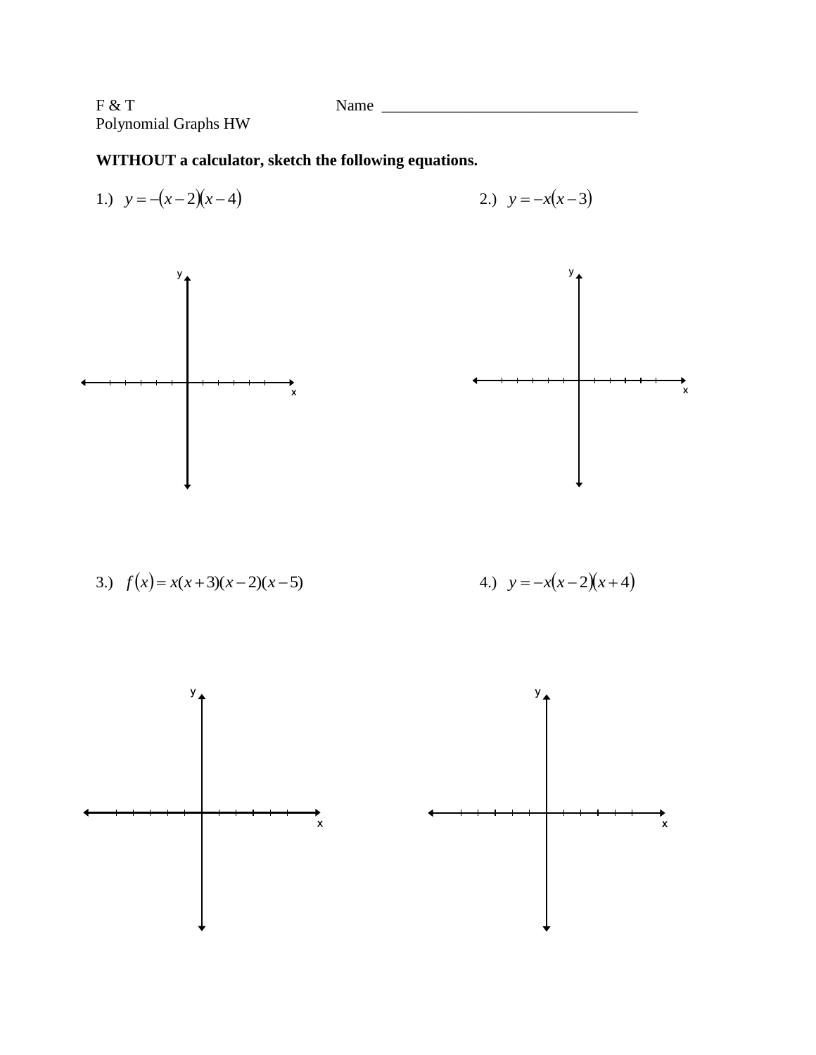F & T  Name ________________________________

Polynomial Graphs HW

**WITHOUT a calculator, sketch the following equations.**

1.) $y = -(x-2)(x-4)$

2.) $y = -x(x-3)$

3.) $f(x) = x(x+3)(x-2)(x-5)$

4.) $y = -x(x-2)(x+4)$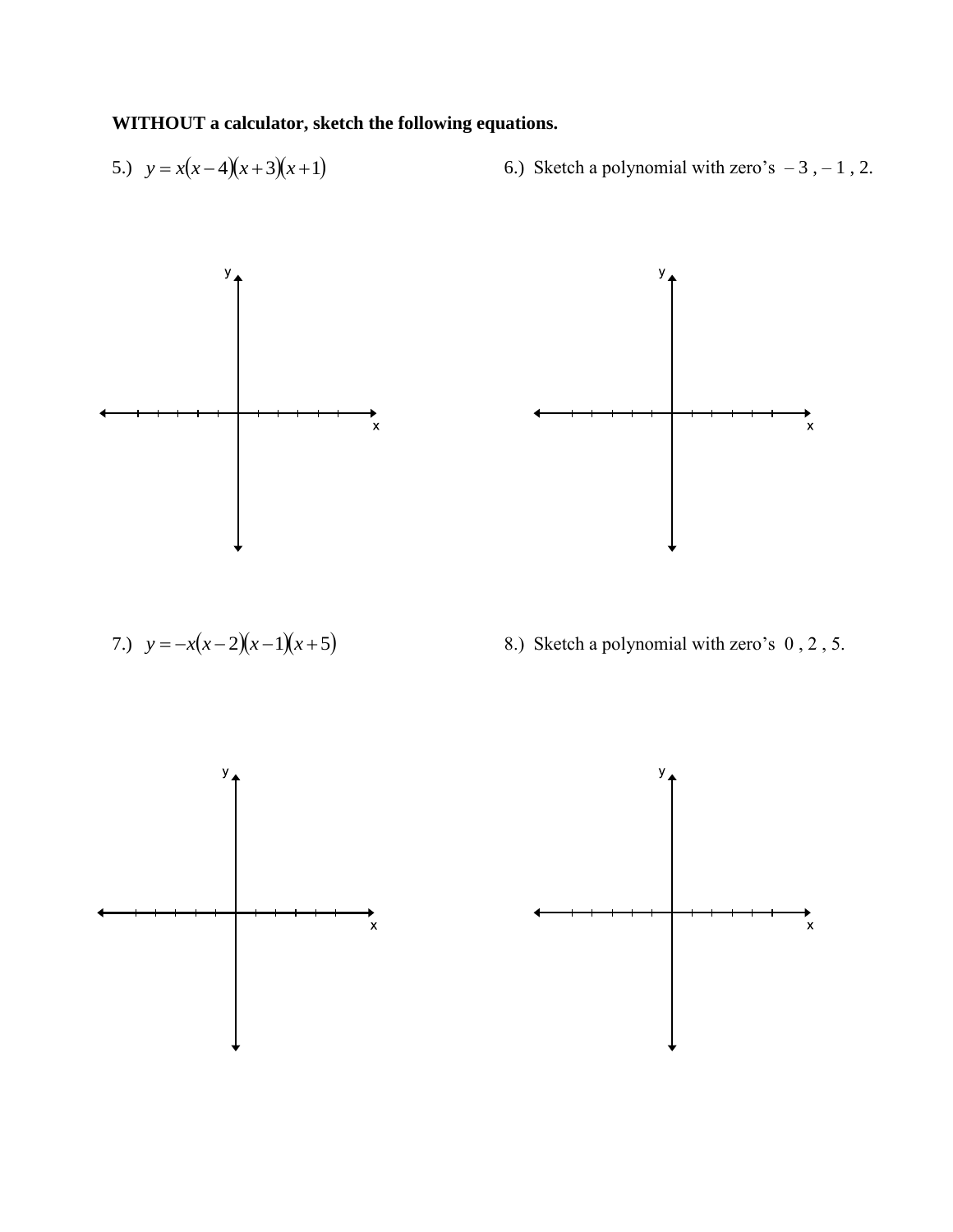**WITHOUT a calculator, sketch the following equations.**

5.) $y = x(x-4)(x+3)(x+1)$

6.) Sketch a polynomial with zero's $-3$ , $-1$ , 2.

7.) $y = -x(x-2)(x-1)(x+5)$

8.) Sketch a polynomial with zero's 0 , 2 , 5.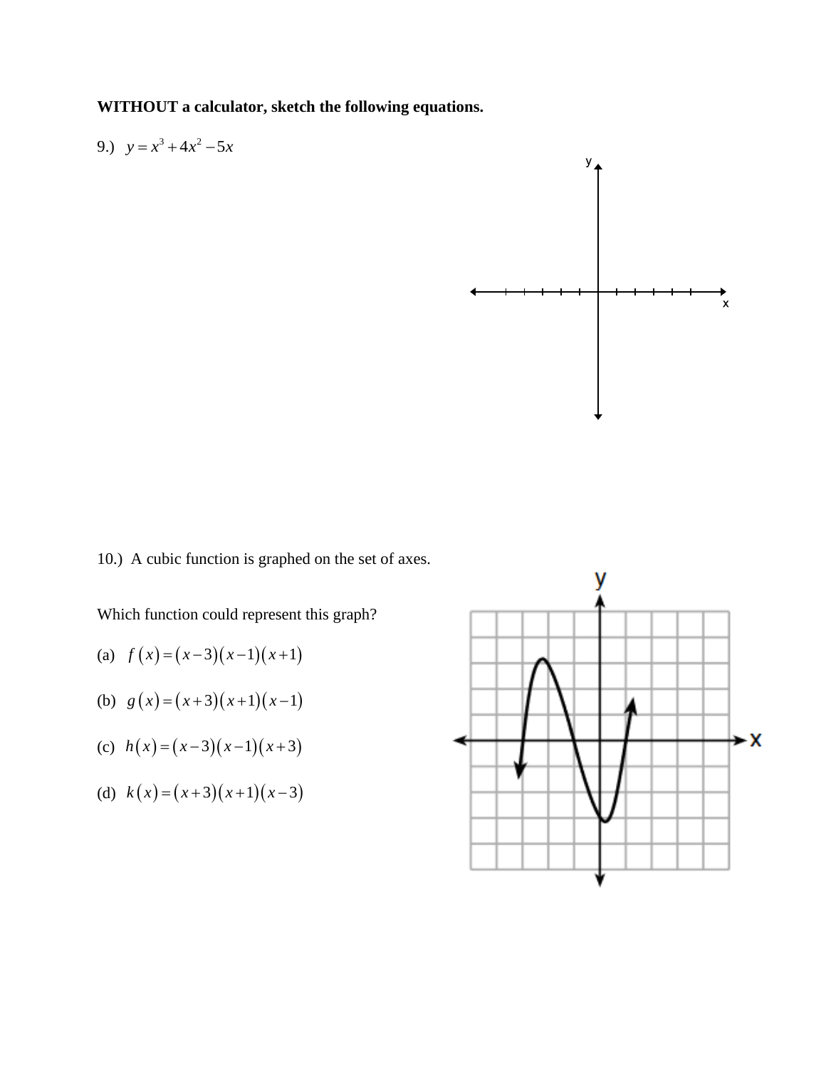**WITHOUT a calculator, sketch the following equations.**

9.) $y = x^3 + 4x^2 - 5x$

y

x

10.) A cubic function is graphed on the set of axes.

Which function could represent this graph?

(a) $f(x) = (x-3)(x-1)(x+1)$

(b) $g(x) = (x+3)(x+1)(x-1)$

(c) $h(x) = (x-3)(x-1)(x+3)$

(d) $k(x) = (x+3)(x+1)(x-3)$

y

x